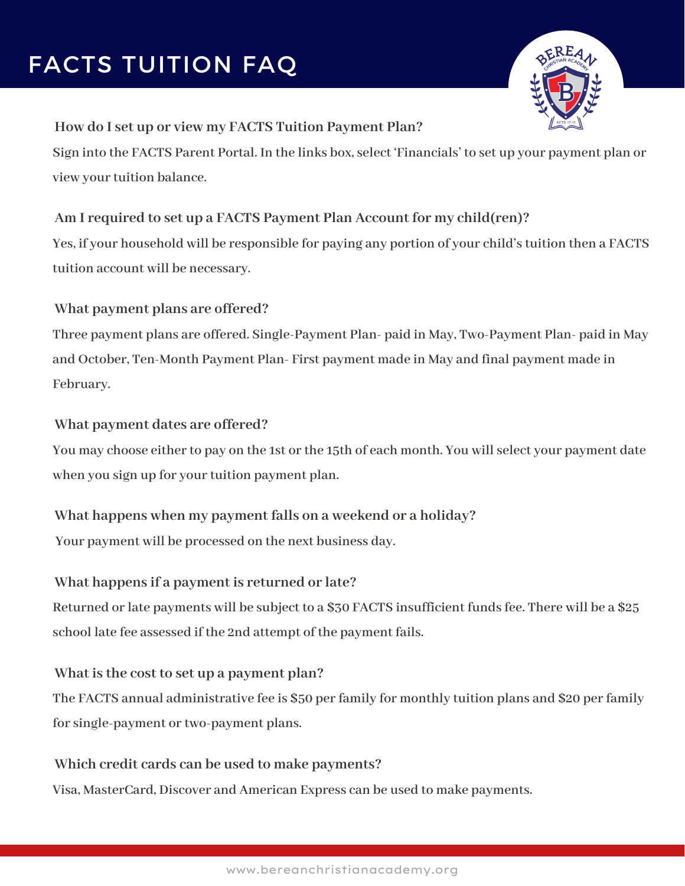# FACTS TUITION FAQ

**How do I set up or view my FACTS Tuition Payment Plan?**

Sign into the FACTS Parent Portal. In the links box, select 'Financials' to set up your payment plan or view your tuition balance.

**Am I required to set up a FACTS Payment Plan Account for my child(ren)?**

Yes, if your household will be responsible for paying any portion of your child's tuition then a FACTS tuition account will be necessary.

**What payment plans are offered?**

Three payment plans are offered. Single-Payment Plan- paid in May, Two-Payment Plan- paid in May and October, Ten-Month Payment Plan- First payment made in May and final payment made in February.

**What payment dates are offered?**

You may choose either to pay on the 1st or the 15th of each month. You will select your payment date when you sign up for your tuition payment plan.

**What happens when my payment falls on a weekend or a holiday?**

Your payment will be processed on the next business day.

**What happens if a payment is returned or late?**

Returned or late payments will be subject to a $30 FACTS insufficient funds fee. There will be a $25 school late fee assessed if the 2nd attempt of the payment fails.

**What is the cost to set up a payment plan?**

The FACTS annual administrative fee is $50 per family for monthly tuition plans and $20 per family for single-payment or two-payment plans.

**Which credit cards can be used to make payments?**

Visa, MasterCard, Discover and American Express can be used to make payments.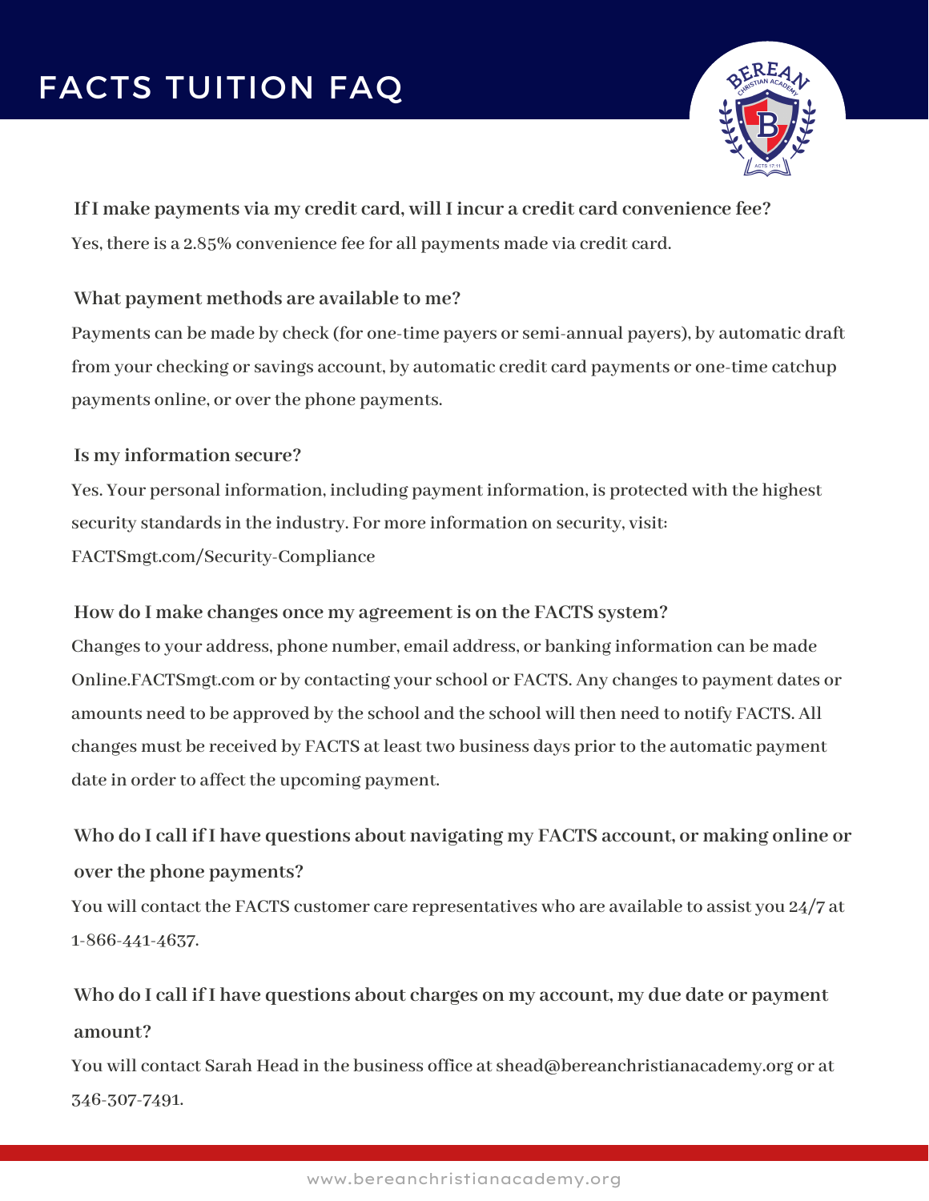# FACTS TUITION FAQ

**If I make payments via my credit card, will I incur a credit card convenience fee?**

Yes, there is a 2.85% convenience fee for all payments made via credit card.

**What payment methods are available to me?**

Payments can be made by check (for one-time payers or semi-annual payers), by automatic draft from your checking or savings account, by automatic credit card payments or one-time catchup payments online, or over the phone payments.

**Is my information secure?**

Yes. Your personal information, including payment information, is protected with the highest security standards in the industry. For more information on security, visit: FACTSmgt.com/Security-Compliance

**How do I make changes once my agreement is on the FACTS system?**

Changes to your address, phone number, email address, or banking information can be made Online.FACTSmgt.com or by contacting your school or FACTS. Any changes to payment dates or amounts need to be approved by the school and the school will then need to notify FACTS. All changes must be received by FACTS at least two business days prior to the automatic payment date in order to affect the upcoming payment.

**Who do I call if I have questions about navigating my FACTS account, or making online or over the phone payments?**

You will contact the FACTS customer care representatives who are available to assist you 24/7 at 1-866-441-4637.

**Who do I call if I have questions about charges on my account, my due date or payment amount?**

You will contact Sarah Head in the business office at shead@bereanchristianacademy.org or at 346-307-7491.